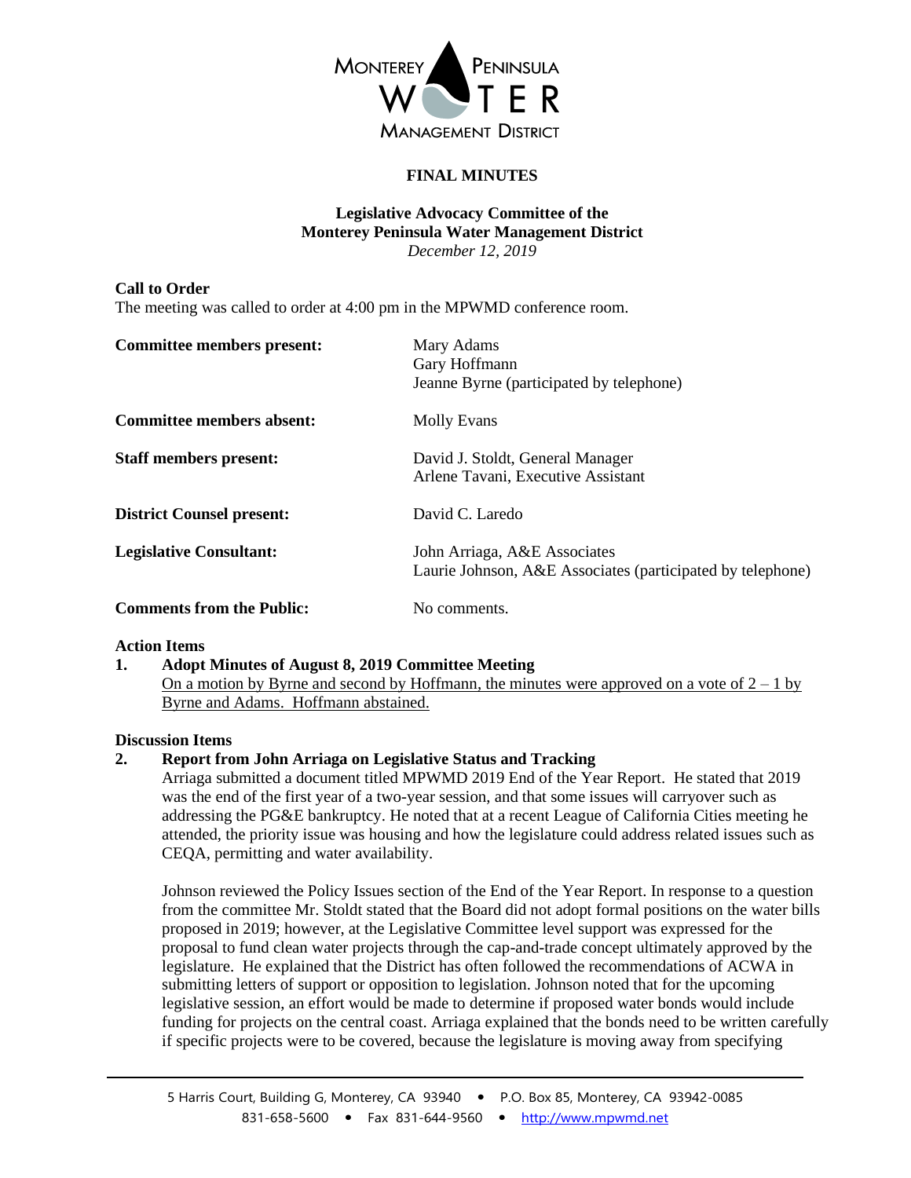MONTEREY PENINSULA WATER MANAGEMENT DISTRICT

**FINAL MINUTES**

**Legislative Advocacy Committee of the**
**Monterey Peninsula Water Management District**
*December 12, 2019*

**Call to Order**
The meeting was called to order at 4:00 pm in the MPWMD conference room.

| | |
|---|---|
| **Committee members present:** | Mary Adams<br>Gary Hoffmann<br>Jeanne Byrne (participated by telephone) |
| **Committee members absent:** | Molly Evans |
| **Staff members present:** | David J. Stoldt, General Manager<br>Arlene Tavani, Executive Assistant |
| **District Counsel present:** | David C. Laredo |
| **Legislative Consultant:** | John Arriaga, A&E Associates<br>Laurie Johnson, A&E Associates (participated by telephone) |
| **Comments from the Public:** | No comments. |

**Action Items**

**1. Adopt Minutes of August 8, 2019 Committee Meeting**
On a motion by Byrne and second by Hoffmann, the minutes were approved on a vote of 2 – 1 by Byrne and Adams. Hoffmann abstained.

**Discussion Items**

**2. Report from John Arriaga on Legislative Status and Tracking**
Arriaga submitted a document titled MPWMD 2019 End of the Year Report. He stated that 2019 was the end of the first year of a two-year session, and that some issues will carryover such as addressing the PG&E bankruptcy. He noted that at a recent League of California Cities meeting he attended, the priority issue was housing and how the legislature could address related issues such as CEQA, permitting and water availability.

Johnson reviewed the Policy Issues section of the End of the Year Report. In response to a question from the committee Mr. Stoldt stated that the Board did not adopt formal positions on the water bills proposed in 2019; however, at the Legislative Committee level support was expressed for the proposal to fund clean water projects through the cap-and-trade concept ultimately approved by the legislature. He explained that the District has often followed the recommendations of ACWA in submitting letters of support or opposition to legislation. Johnson noted that for the upcoming legislative session, an effort would be made to determine if proposed water bonds would include funding for projects on the central coast. Arriaga explained that the bonds need to be written carefully if specific projects were to be covered, because the legislature is moving away from specifying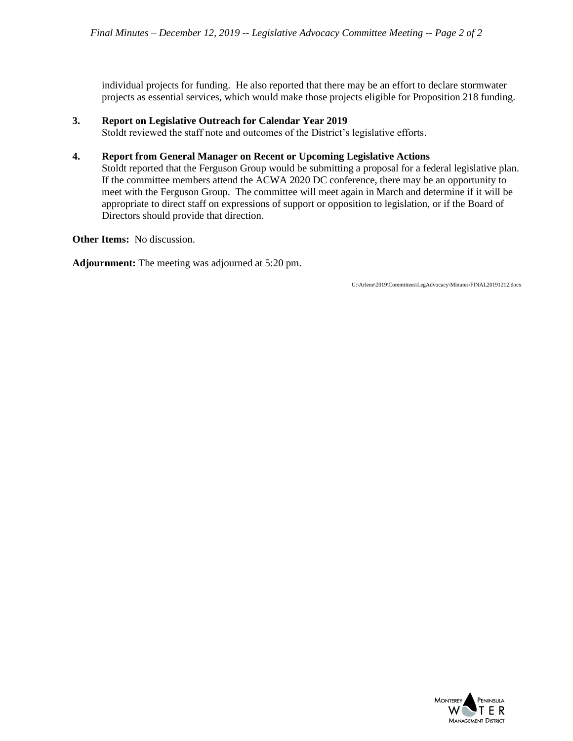individual projects for funding. He also reported that there may be an effort to declare stormwater projects as essential services, which would make those projects eligible for Proposition 218 funding.

**3. Report on Legislative Outreach for Calendar Year 2019**
Stoldt reviewed the staff note and outcomes of the District's legislative efforts.

**4. Report from General Manager on Recent or Upcoming Legislative Actions**
Stoldt reported that the Ferguson Group would be submitting a proposal for a federal legislative plan. If the committee members attend the ACWA 2020 DC conference, there may be an opportunity to meet with the Ferguson Group. The committee will meet again in March and determine if it will be appropriate to direct staff on expressions of support or opposition to legislation, or if the Board of Directors should provide that direction.

**Other Items:** No discussion.

**Adjournment:** The meeting was adjourned at 5:20 pm.

U:\Arlene\2019\Committees\LegAdvocacy\Minutes\FINAL20191212.docx